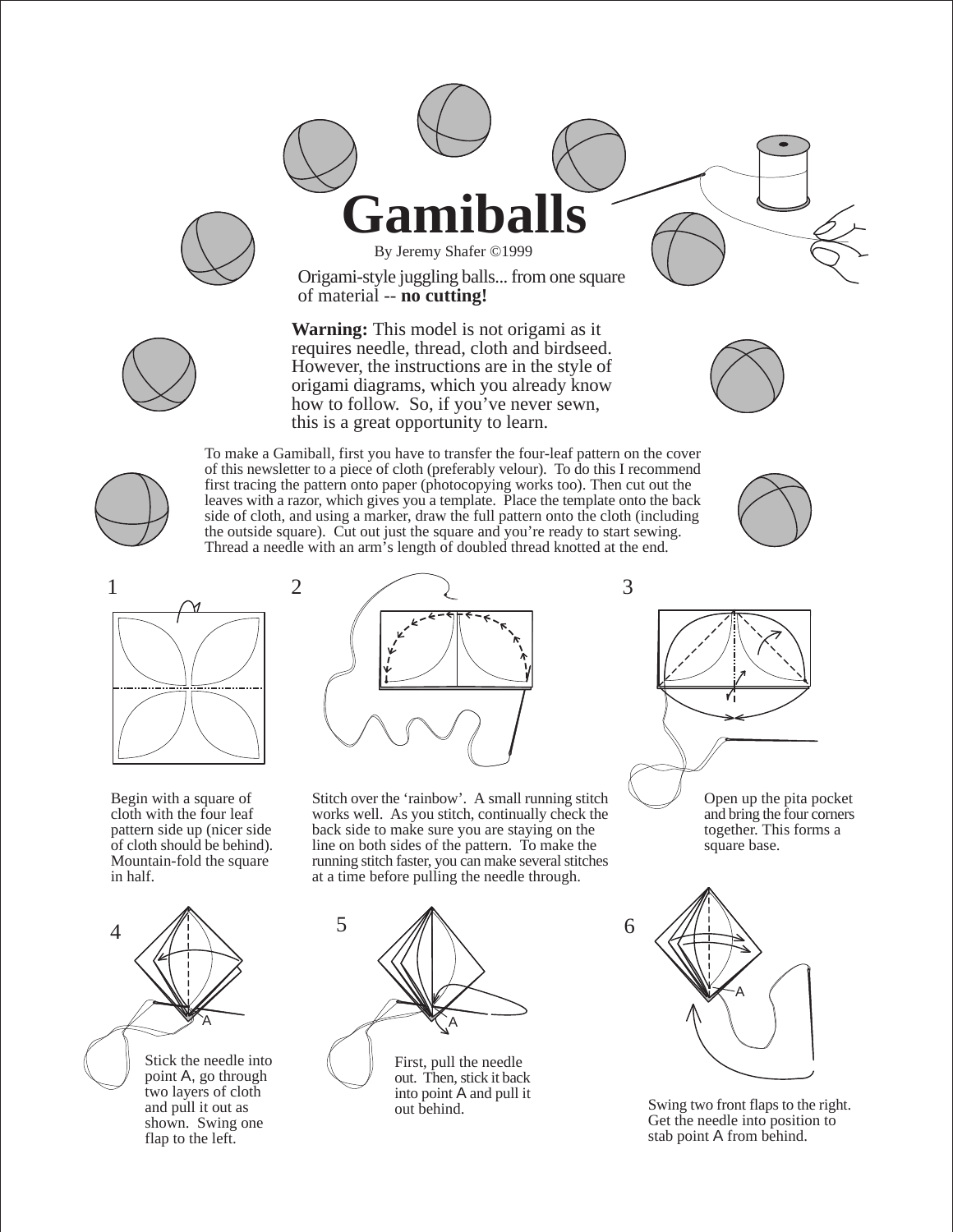# Gamiballs

By Jeremy Shafer ©1999

Origami-style juggling balls... from one square of material -- **no cutting!**

**Warning:** This model is not origami as it requires needle, thread, cloth and birdseed. However, the instructions are in the style of origami diagrams, which you already know how to follow. So, if you've never sewn, this is a great opportunity to learn.

To make a Gamiball, first you have to transfer the four-leaf pattern on the cover of this newsletter to a piece of cloth (preferably velour). To do this I recommend first tracing the pattern onto paper (photocopying works too). Then cut out the leaves with a razor, which gives you a template. Place the template onto the back side of cloth, and using a marker, draw the full pattern onto the cloth (including the outside square). Cut out just the square and you're ready to start sewing. Thread a needle with an arm's length of doubled thread knotted at the end.

1. Begin with a square of cloth with the four leaf pattern side up (nicer side of cloth should be behind). Mountain-fold the square in half.

2. Stitch over the 'rainbow'. A small running stitch works well. As you stitch, continually check the back side to make sure you are staying on the line on both sides of the pattern. To make the running stitch faster, you can make several stitches at a time before pulling the needle through.

3. Open up the pita pocket and bring the four corners together. This forms a square base.

4. Stick the needle into point A, go through two layers of cloth and pull it out as shown. Swing one flap to the left.

5. First, pull the needle out. Then, stick it back into point A and pull it out behind.

6. Swing two front flaps to the right. Get the needle into position to stab point A from behind.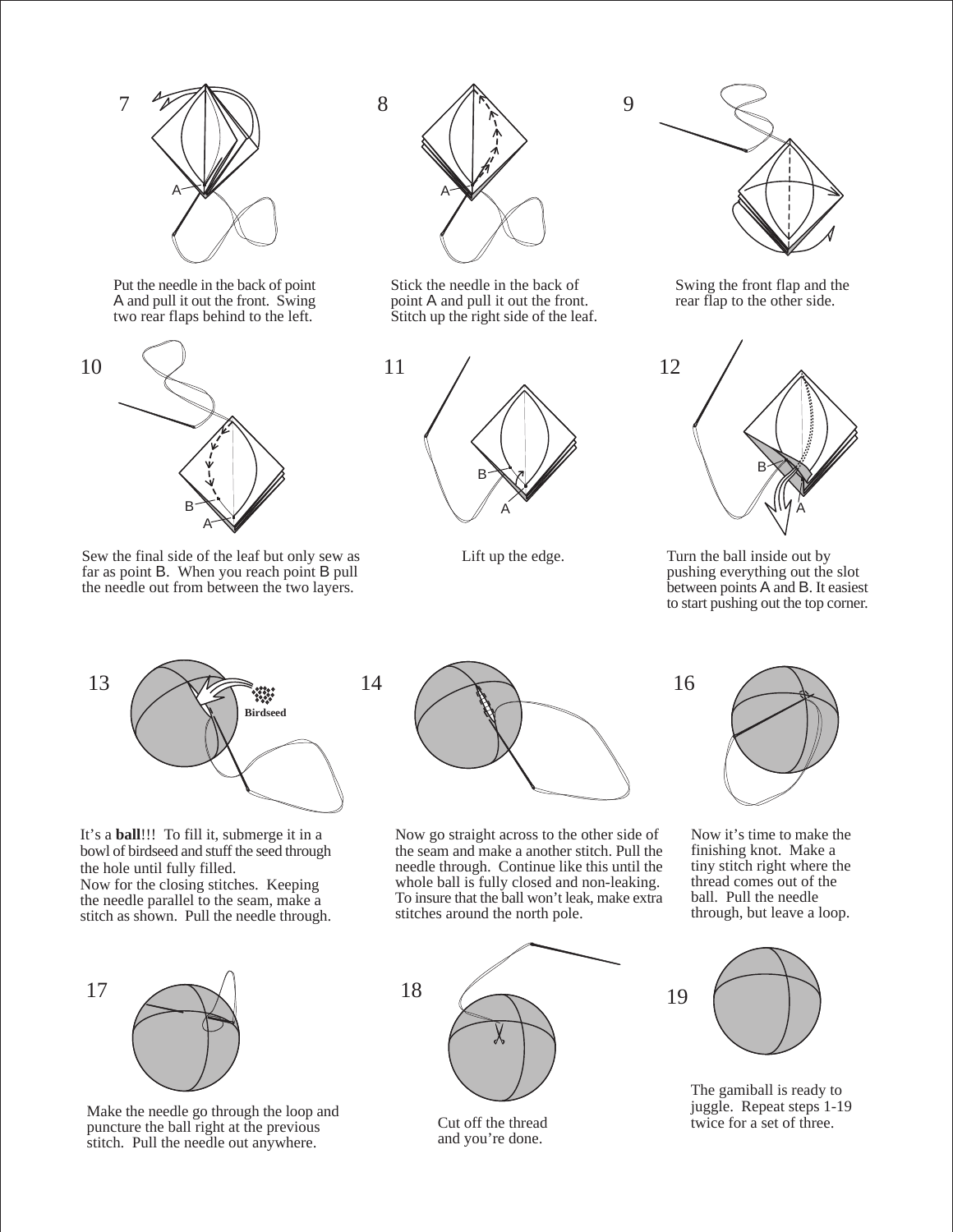7

Put the needle in the back of point A and pull it out the front. Swing two rear flaps behind to the left.

8

Stick the needle in the back of point A and pull it out the front. Stitch up the right side of the leaf.

9

Swing the front flap and the rear flap to the other side.

10

Sew the final side of the leaf but only sew as far as point B. When you reach point B pull the needle out from between the two layers.

11

Lift up the edge.

12

Turn the ball inside out by pushing everything out the slot between points A and B. It easiest to start pushing out the top corner.

13

Birdseed

It's a **ball**!!! To fill it, submerge it in a bowl of birdseed and stuff the seed through the hole until fully filled.
Now for the closing stitches. Keeping the needle parallel to the seam, make a stitch as shown. Pull the needle through.

14

Now go straight across to the other side of the seam and make a another stitch. Pull the needle through. Continue like this until the whole ball is fully closed and non-leaking. To insure that the ball won't leak, make extra stitches around the north pole.

16

Now it's time to make the finishing knot. Make a tiny stitch right where the thread comes out of the ball. Pull the needle through, but leave a loop.

17

Make the needle go through the loop and puncture the ball right at the previous stitch. Pull the needle out anywhere.

18

Cut off the thread and you're done.

19

The gamiball is ready to juggle. Repeat steps 1-19 twice for a set of three.